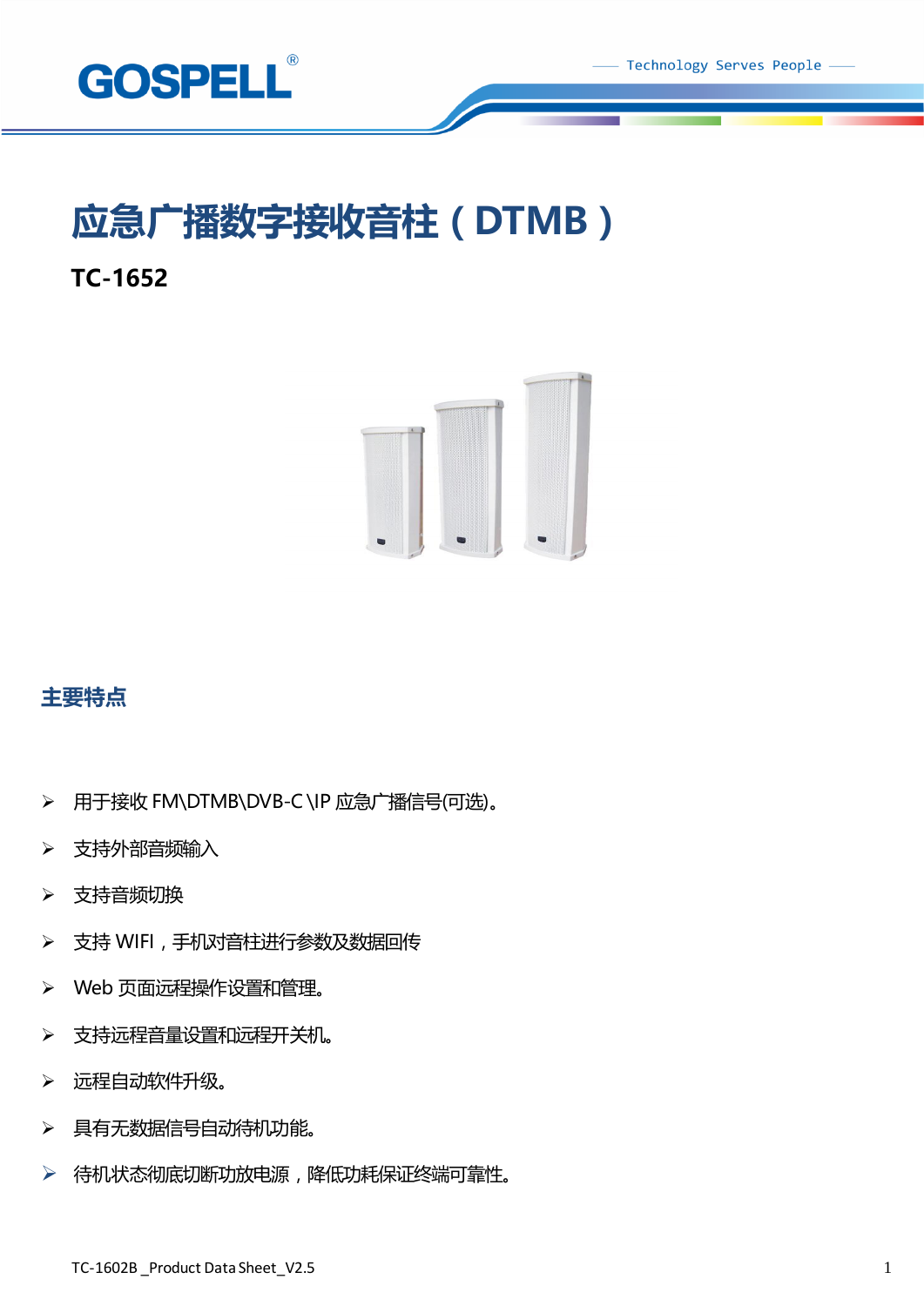# 应急广播数字接收音柱（DTMB）

**TC-1652**

## 主要特点

- 用于接收 FM\DTMB\DVB-C \IP 应急广播信号(可选)。
- 支持外部音频输入
- 支持音频切换
- 支持 WIFI，手机对音柱进行参数及数据回传
- Web 页面远程操作设置和管理。
- 支持远程音量设置和远程开关机。
- 远程自动软件升级。
- 具有无数据信号自动待机功能。
- 待机状态彻底切断功放电源，降低功耗保证终端可靠性。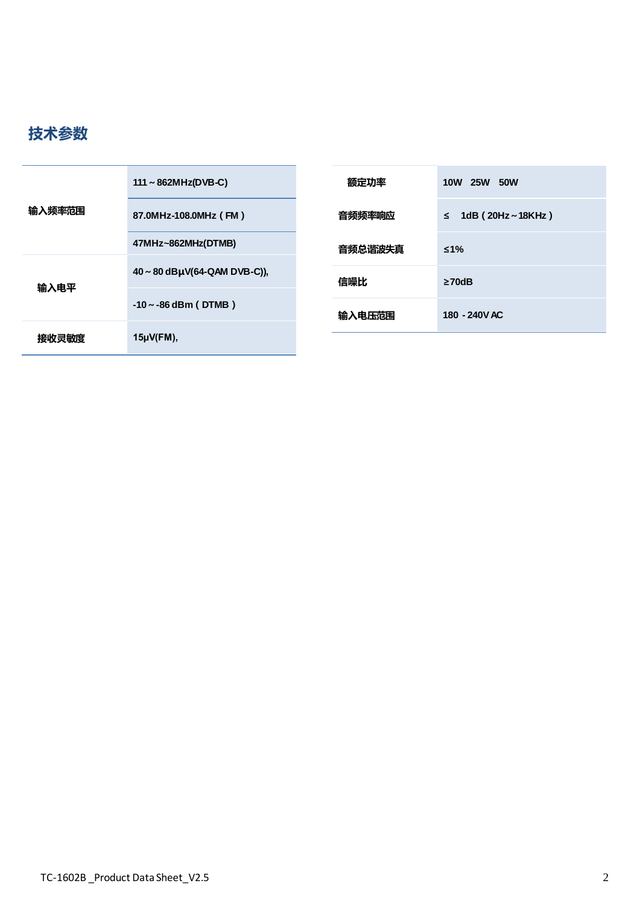## 技术参数

| | |
|---|---|
| 输入频率范围 | 111～862MHz(DVB-C) |
| | 87.0MHz-108.0MHz（FM） |
| | 47MHz~862MHz(DTMB) |
| 输入电平 | 40～80 dBμV(64-QAM DVB-C)), |
| | -10～-86 dBm（DTMB） |
| 接收灵敏度 | 15μV(FM), |

| | |
|---|---|
| 额定功率 | 10W 25W 50W |
| 音频频率响应 | ≤ 1dB（20Hz～18KHz） |
| 音频总谐波失真 | ≤1% |
| 信噪比 | ≥70dB |
| 输入电压范围 | 180 - 240V AC |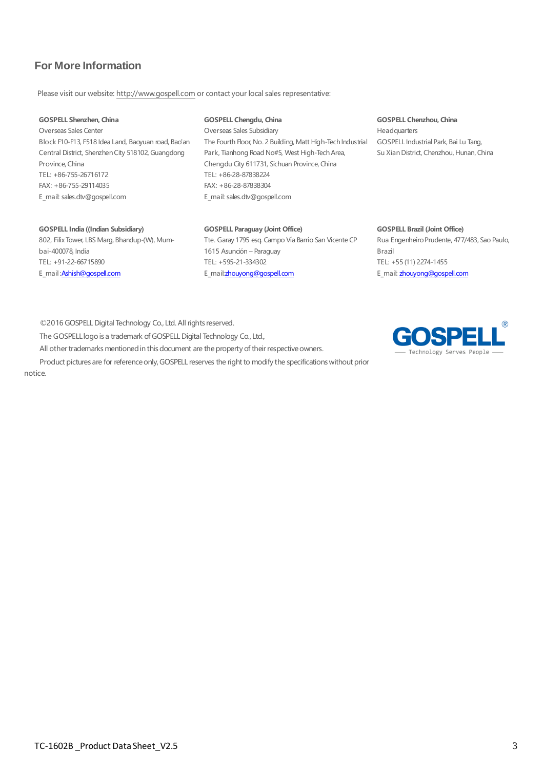## For More Information

Please visit our website: http://www.gospell.com or contact your local sales representative:

**GOSPELL Shenzhen, China**
Overseas Sales Center
Block F10-F13, F518 Idea Land, Baoyuan road, Bao'an Central District, Shenzhen City 518102, Guangdong Province, China
TEL: +86-755-26716172
FAX: +86-755-29114035
E_mail: sales.dtv@gospell.com

**GOSPELL Chengdu, China**
Overseas Sales Subsidiary
The Fourth Floor, No. 2 Building, Matt High-Tech Industrial Park, Tianhong Road No#5, West High-Tech Area, Chengdu City 611731, Sichuan Province, China
TEL: +86-28-87838224
FAX: +86-28-87838304
E_mail: sales.dtv@gospell.com

**GOSPELL Chenzhou, China**
Headquarters
GOSPELL Industrial Park, Bai Lu Tang, Su Xian District, Chenzhou, Hunan, China

**GOSPELL India ((Indian Subsidiary)**
802, Filix Tower, LBS Marg, Bhandup-(W), Mumbai-400078, India
TEL: +91-22-66715890
E_mail :Ashish@gospell.com

**GOSPELL Paraguay (Joint Office)**
Tte. Garay 1795 esq. Campo Vía Barrio San Vicente CP 1615 Asunción – Paraguay
TEL: +595-21-334302
E_mail:zhouyong@gospell.com

**GOSPELL Brazil (Joint Office)**
Rua Engenheiro Prudente, 477/483, Sao Paulo, Brazil
TEL: +55 (11) 2274-1455
E_mail: zhouyong@gospell.com

©2016 GOSPELL Digital Technology Co., Ltd. All rights reserved.
The GOSPELL logo is a trademark of GOSPELL Digital Technology Co., Ltd.,
All other trademarks mentioned in this document are the property of their respective owners.
Product pictures are for reference only, GOSPELL reserves the right to modify the specifications without prior notice.

GOSPELL®
Technology Serves People